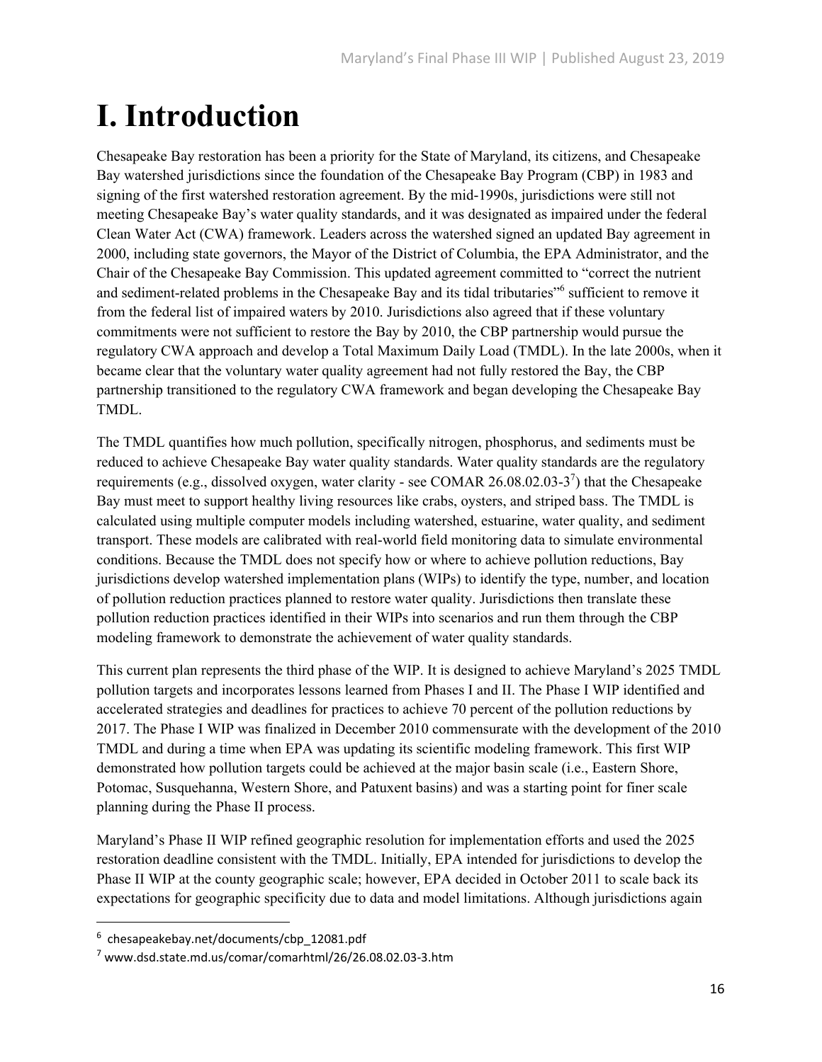# I. Introduction

Chesapeake Bay restoration has been a priority for the State of Maryland, its citizens, and Chesapeake Bay watershed jurisdictions since the foundation of the Chesapeake Bay Program (CBP) in 1983 and signing of the first watershed restoration agreement. By the mid-1990s, jurisdictions were still not meeting Chesapeake Bay's water quality standards, and it was designated as impaired under the federal Clean Water Act (CWA) framework. Leaders across the watershed signed an updated Bay agreement in 2000, including state governors, the Mayor of the District of Columbia, the EPA Administrator, and the Chair of the Chesapeake Bay Commission. This updated agreement committed to "correct the nutrient and sediment-related problems in the Chesapeake Bay and its tidal tributaries"[6] sufficient to remove it from the federal list of impaired waters by 2010. Jurisdictions also agreed that if these voluntary commitments were not sufficient to restore the Bay by 2010, the CBP partnership would pursue the regulatory CWA approach and develop a Total Maximum Daily Load (TMDL). In the late 2000s, when it became clear that the voluntary water quality agreement had not fully restored the Bay, the CBP partnership transitioned to the regulatory CWA framework and began developing the Chesapeake Bay TMDL.

The TMDL quantifies how much pollution, specifically nitrogen, phosphorus, and sediments must be reduced to achieve Chesapeake Bay water quality standards. Water quality standards are the regulatory requirements (e.g., dissolved oxygen, water clarity - see COMAR 26.08.02.03-3[7]) that the Chesapeake Bay must meet to support healthy living resources like crabs, oysters, and striped bass. The TMDL is calculated using multiple computer models including watershed, estuarine, water quality, and sediment transport. These models are calibrated with real-world field monitoring data to simulate environmental conditions. Because the TMDL does not specify how or where to achieve pollution reductions, Bay jurisdictions develop watershed implementation plans (WIPs) to identify the type, number, and location of pollution reduction practices planned to restore water quality. Jurisdictions then translate these pollution reduction practices identified in their WIPs into scenarios and run them through the CBP modeling framework to demonstrate the achievement of water quality standards.

This current plan represents the third phase of the WIP. It is designed to achieve Maryland's 2025 TMDL pollution targets and incorporates lessons learned from Phases I and II. The Phase I WIP identified and accelerated strategies and deadlines for practices to achieve 70 percent of the pollution reductions by 2017. The Phase I WIP was finalized in December 2010 commensurate with the development of the 2010 TMDL and during a time when EPA was updating its scientific modeling framework. This first WIP demonstrated how pollution targets could be achieved at the major basin scale (i.e., Eastern Shore, Potomac, Susquehanna, Western Shore, and Patuxent basins) and was a starting point for finer scale planning during the Phase II process.

Maryland's Phase II WIP refined geographic resolution for implementation efforts and used the 2025 restoration deadline consistent with the TMDL. Initially, EPA intended for jurisdictions to develop the Phase II WIP at the county geographic scale; however, EPA decided in October 2011 to scale back its expectations for geographic specificity due to data and model limitations. Although jurisdictions again

[6] chesapeakebay.net/documents/cbp_12081.pdf

[7] www.dsd.state.md.us/comar/comarhtml/26/26.08.02.03-3.htm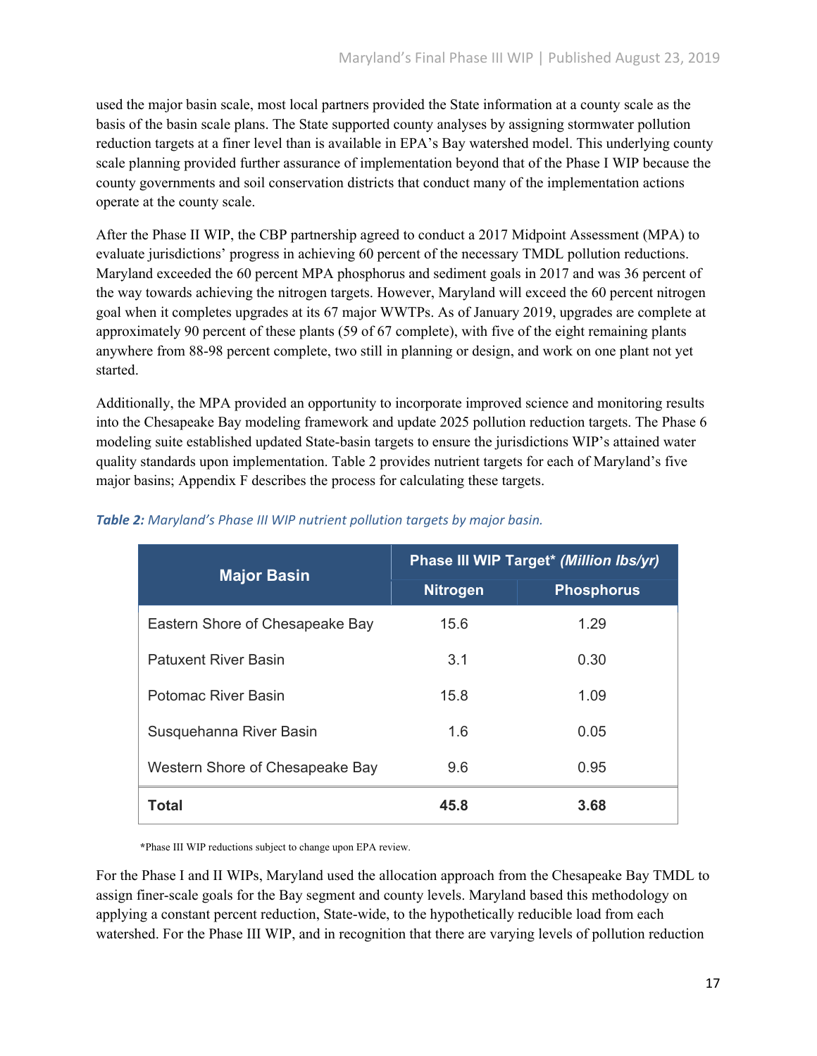used the major basin scale, most local partners provided the State information at a county scale as the basis of the basin scale plans. The State supported county analyses by assigning stormwater pollution reduction targets at a finer level than is available in EPA's Bay watershed model. This underlying county scale planning provided further assurance of implementation beyond that of the Phase I WIP because the county governments and soil conservation districts that conduct many of the implementation actions operate at the county scale.

After the Phase II WIP, the CBP partnership agreed to conduct a 2017 Midpoint Assessment (MPA) to evaluate jurisdictions' progress in achieving 60 percent of the necessary TMDL pollution reductions. Maryland exceeded the 60 percent MPA phosphorus and sediment goals in 2017 and was 36 percent of the way towards achieving the nitrogen targets. However, Maryland will exceed the 60 percent nitrogen goal when it completes upgrades at its 67 major WWTPs. As of January 2019, upgrades are complete at approximately 90 percent of these plants (59 of 67 complete), with five of the eight remaining plants anywhere from 88-98 percent complete, two still in planning or design, and work on one plant not yet started.

Additionally, the MPA provided an opportunity to incorporate improved science and monitoring results into the Chesapeake Bay modeling framework and update 2025 pollution reduction targets. The Phase 6 modeling suite established updated State-basin targets to ensure the jurisdictions WIP's attained water quality standards upon implementation. Table 2 provides nutrient targets for each of Maryland's five major basins; Appendix F describes the process for calculating these targets.

***Table 2:*** *Maryland's Phase III WIP nutrient pollution targets by major basin.*

| Major Basin | Phase III WIP Target* *(Million lbs/yr)* | |
|---|---|---|
| | **Nitrogen** | **Phosphorus** |
| Eastern Shore of Chesapeake Bay | 15.6 | 1.29 |
| Patuxent River Basin | 3.1 | 0.30 |
| Potomac River Basin | 15.8 | 1.09 |
| Susquehanna River Basin | 1.6 | 0.05 |
| Western Shore of Chesapeake Bay | 9.6 | 0.95 |
| **Total** | **45.8** | **3.68** |

*Phase III WIP reductions subject to change upon EPA review.

For the Phase I and II WIPs, Maryland used the allocation approach from the Chesapeake Bay TMDL to assign finer-scale goals for the Bay segment and county levels. Maryland based this methodology on applying a constant percent reduction, State-wide, to the hypothetically reducible load from each watershed. For the Phase III WIP, and in recognition that there are varying levels of pollution reduction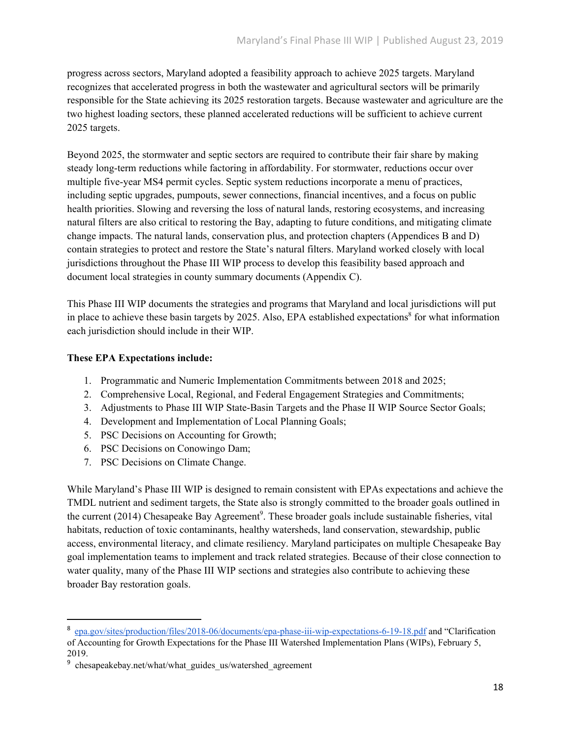progress across sectors, Maryland adopted a feasibility approach to achieve 2025 targets. Maryland recognizes that accelerated progress in both the wastewater and agricultural sectors will be primarily responsible for the State achieving its 2025 restoration targets. Because wastewater and agriculture are the two highest loading sectors, these planned accelerated reductions will be sufficient to achieve current 2025 targets.

Beyond 2025, the stormwater and septic sectors are required to contribute their fair share by making steady long-term reductions while factoring in affordability. For stormwater, reductions occur over multiple five-year MS4 permit cycles. Septic system reductions incorporate a menu of practices, including septic upgrades, pumpouts, sewer connections, financial incentives, and a focus on public health priorities. Slowing and reversing the loss of natural lands, restoring ecosystems, and increasing natural filters are also critical to restoring the Bay, adapting to future conditions, and mitigating climate change impacts. The natural lands, conservation plus, and protection chapters (Appendices B and D) contain strategies to protect and restore the State's natural filters. Maryland worked closely with local jurisdictions throughout the Phase III WIP process to develop this feasibility based approach and document local strategies in county summary documents (Appendix C).

This Phase III WIP documents the strategies and programs that Maryland and local jurisdictions will put in place to achieve these basin targets by 2025. Also, EPA established expectations[8] for what information each jurisdiction should include in their WIP.

**These EPA Expectations include:**

1. Programmatic and Numeric Implementation Commitments between 2018 and 2025;
2. Comprehensive Local, Regional, and Federal Engagement Strategies and Commitments;
3. Adjustments to Phase III WIP State-Basin Targets and the Phase II WIP Source Sector Goals;
4. Development and Implementation of Local Planning Goals;
5. PSC Decisions on Accounting for Growth;
6. PSC Decisions on Conowingo Dam;
7. PSC Decisions on Climate Change.

While Maryland's Phase III WIP is designed to remain consistent with EPAs expectations and achieve the TMDL nutrient and sediment targets, the State also is strongly committed to the broader goals outlined in the current (2014) Chesapeake Bay Agreement[9]. These broader goals include sustainable fisheries, vital habitats, reduction of toxic contaminants, healthy watersheds, land conservation, stewardship, public access, environmental literacy, and climate resiliency. Maryland participates on multiple Chesapeake Bay goal implementation teams to implement and track related strategies. Because of their close connection to water quality, many of the Phase III WIP sections and strategies also contribute to achieving these broader Bay restoration goals.

---

[8] epa.gov/sites/production/files/2018-06/documents/epa-phase-iii-wip-expectations-6-19-18.pdf and "Clarification of Accounting for Growth Expectations for the Phase III Watershed Implementation Plans (WIPs), February 5, 2019.

[9] chesapeakebay.net/what/what_guides_us/watershed_agreement